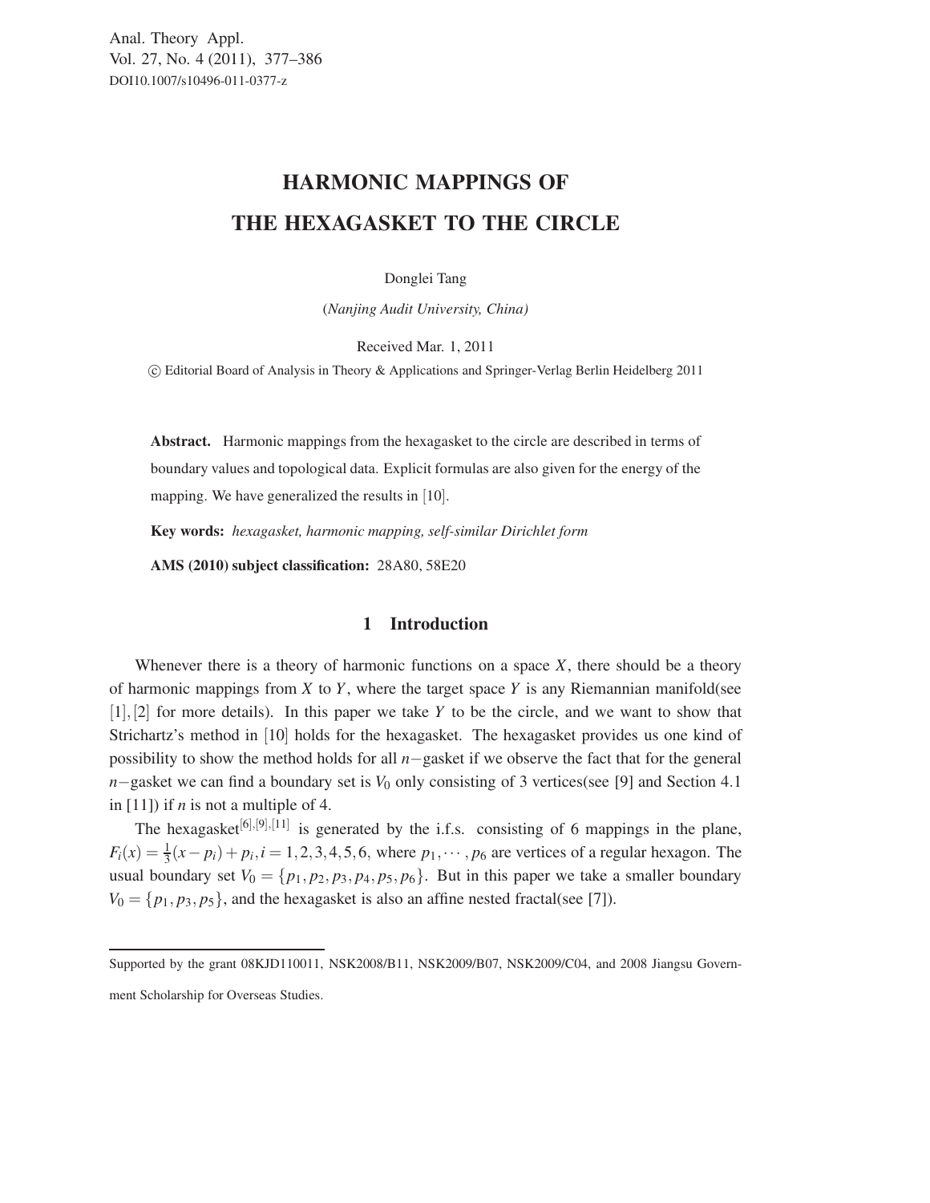Anal. Theory Appl.
Vol. 27, No. 4 (2011), 377–386
DOI10.1007/s10496-011-0377-z

# HARMONIC MAPPINGS OF THE HEXAGASKET TO THE CIRCLE

Donglei Tang

(*Nanjing Audit University, China*)

Received Mar. 1, 2011

© Editorial Board of Analysis in Theory & Applications and Springer-Verlag Berlin Heidelberg 2011

**Abstract.** Harmonic mappings from the hexagasket to the circle are described in terms of boundary values and topological data. Explicit formulas are also given for the energy of the mapping. We have generalized the results in [10].

**Key words:** *hexagasket, harmonic mapping, self-similar Dirichlet form*

**AMS (2010) subject classification:** 28A80, 58E20

## 1 Introduction

Whenever there is a theory of harmonic functions on a space $X$, there should be a theory of harmonic mappings from $X$ to $Y$, where the target space $Y$ is any Riemannian manifold(see [1], [2] for more details). In this paper we take $Y$ to be the circle, and we want to show that Strichartz's method in [10] holds for the hexagasket. The hexagasket provides us one kind of possibility to show the method holds for all $n-$gasket if we observe the fact that for the general $n-$gasket we can find a boundary set is $V_0$ only consisting of 3 vertices(see [9] and Section 4.1 in [11]) if $n$ is not a multiple of 4.

The hexagasket[6],[9],[11] is generated by the i.f.s. consisting of 6 mappings in the plane, $F_i(x) = \frac{1}{3}(x - p_i) + p_i, i = 1, 2, 3, 4, 5, 6$, where $p_1, \cdots, p_6$ are vertices of a regular hexagon. The usual boundary set $V_0 = \{p_1, p_2, p_3, p_4, p_5, p_6\}$. But in this paper we take a smaller boundary $V_0 = \{p_1, p_3, p_5\}$, and the hexagasket is also an affine nested fractal(see [7]).

Supported by the grant 08KJD110011, NSK2008/B11, NSK2009/B07, NSK2009/C04, and 2008 Jiangsu Government Scholarship for Overseas Studies.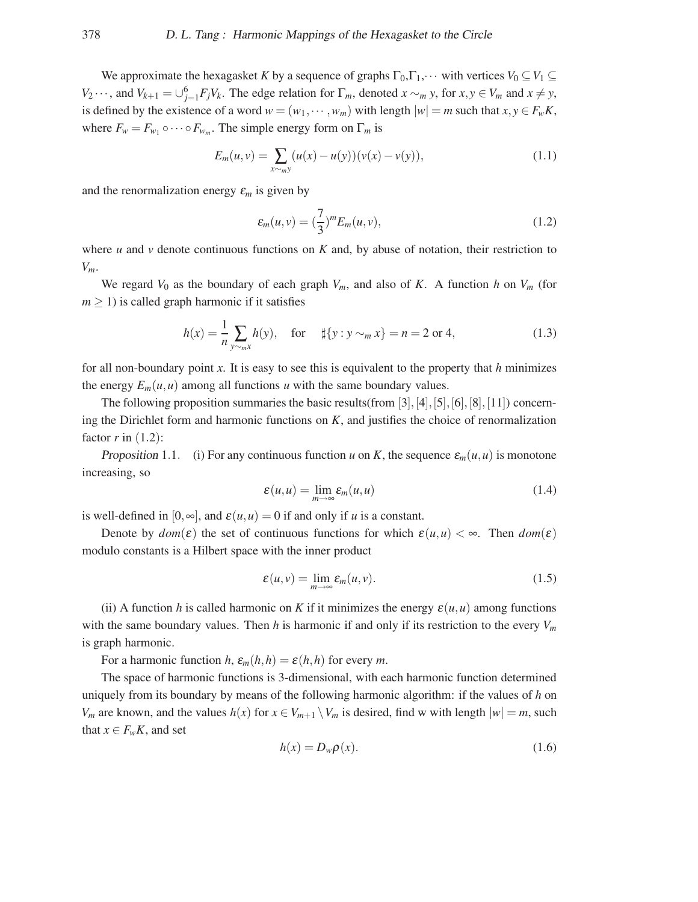We approximate the hexagasket $K$ by a sequence of graphs $\Gamma_0, \Gamma_1, \cdots$ with vertices $V_0 \subseteq V_1 \subseteq V_2 \cdots$, and $V_{k+1} = \cup_{j=1}^{6} F_j V_k$. The edge relation for $\Gamma_m$, denoted $x \sim_m y$, for $x, y \in V_m$ and $x \neq y$, is defined by the existence of a word $w = (w_1, \cdots, w_m)$ with length $|w| = m$ such that $x, y \in F_w K$, where $F_w = F_{w_1} \circ \cdots \circ F_{w_m}$. The simple energy form on $\Gamma_m$ is

$$E_m(u,v) = \sum_{x \sim_m y} (u(x) - u(y))(v(x) - v(y)), \tag{1.1}$$

and the renormalization energy $\varepsilon_m$ is given by

$$\varepsilon_m(u,v) = (\frac{7}{3})^m E_m(u,v), \tag{1.2}$$

where $u$ and $v$ denote continuous functions on $K$ and, by abuse of notation, their restriction to $V_m$.

We regard $V_0$ as the boundary of each graph $V_m$, and also of $K$. A function $h$ on $V_m$ (for $m \geq 1$) is called graph harmonic if it satisfies

$$h(x) = \frac{1}{n} \sum_{y \sim_m x} h(y), \quad \text{for} \quad \sharp\{y : y \sim_m x\} = n = 2 \text{ or } 4, \tag{1.3}$$

for all non-boundary point $x$. It is easy to see this is equivalent to the property that $h$ minimizes the energy $E_m(u,u)$ among all functions $u$ with the same boundary values.

The following proposition summaries the basic results(from [3], [4], [5], [6], [8], [11]) concerning the Dirichlet form and harmonic functions on $K$, and justifies the choice of renormalization factor $r$ in (1.2):

*Proposition* 1.1. (i) For any continuous function $u$ on $K$, the sequence $\varepsilon_m(u,u)$ is monotone increasing, so

$$\varepsilon(u,u) = \lim_{m \to \infty} \varepsilon_m(u,u) \tag{1.4}$$

is well-defined in $[0, \infty]$, and $\varepsilon(u,u) = 0$ if and only if $u$ is a constant.

Denote by $dom(\varepsilon)$ the set of continuous functions for which $\varepsilon(u,u) < \infty$. Then $dom(\varepsilon)$ modulo constants is a Hilbert space with the inner product

$$\varepsilon(u,v) = \lim_{m \to \infty} \varepsilon_m(u,v). \tag{1.5}$$

(ii) A function $h$ is called harmonic on $K$ if it minimizes the energy $\varepsilon(u,u)$ among functions with the same boundary values. Then $h$ is harmonic if and only if its restriction to the every $V_m$ is graph harmonic.

For a harmonic function $h$, $\varepsilon_m(h,h) = \varepsilon(h,h)$ for every $m$.

The space of harmonic functions is 3-dimensional, with each harmonic function determined uniquely from its boundary by means of the following harmonic algorithm: if the values of $h$ on $V_m$ are known, and the values $h(x)$ for $x \in V_{m+1} \setminus V_m$ is desired, find w with length $|w| = m$, such that $x \in F_w K$, and set

$$h(x) = D_w \rho(x). \tag{1.6}$$